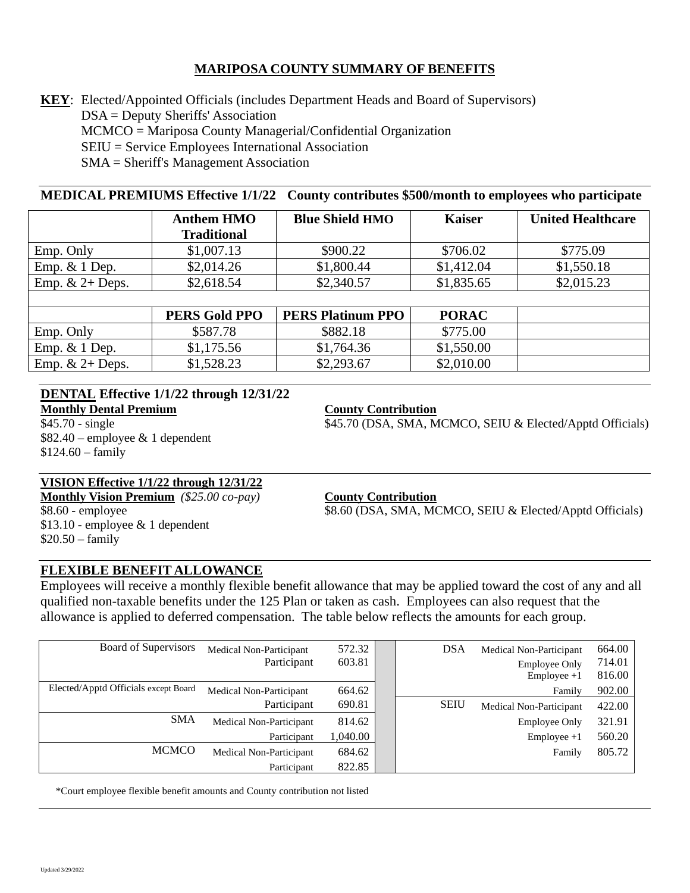# MARIPOSA COUNTY SUMMARY OF BENEFITS

**KEY**: Elected/Appointed Officials (includes Department Heads and Board of Supervisors)
DSA = Deputy Sheriffs' Association
MCMCO = Mariposa County Managerial/Confidential Organization
SEIU = Service Employees International Association
SMA = Sheriff's Management Association

## MEDICAL PREMIUMS Effective 1/1/22 County contributes $500/month to employees who participate

| | Anthem HMO Traditional | Blue Shield HMO | Kaiser | United Healthcare |
|---|---|---|---|---|
| Emp. Only | $1,007.13 | $900.22 | $706.02 | $775.09 |
| Emp. & 1 Dep. | $2,014.26 | $1,800.44 | $1,412.04 | $1,550.18 |
| Emp. & 2+ Deps. | $2,618.54 | $2,340.57 | $1,835.65 | $2,015.23 |
| | | | | |
| | **PERS Gold PPO** | **PERS Platinum PPO** | **PORAC** | |
| Emp. Only | $587.78 | $882.18 | $775.00 | |
| Emp. & 1 Dep. | $1,175.56 | $1,764.36 | $1,550.00 | |
| Emp. & 2+ Deps. | $1,528.23 | $2,293.67 | $2,010.00 | |

## DENTAL Effective 1/1/22 through 12/31/22

**Monthly Dental Premium**
$45.70 - single
$82.40 – employee & 1 dependent
$124.60 – family

**County Contribution**
$45.70 (DSA, SMA, MCMCO, SEIU & Elected/Apptd Officials)

## VISION Effective 1/1/22 through 12/31/22

**Monthly Vision Premium** *($25.00 co-pay)*
$8.60 - employee
$13.10 - employee & 1 dependent
$20.50 – family

**County Contribution**
$8.60 (DSA, SMA, MCMCO, SEIU & Elected/Apptd Officials)

## FLEXIBLE BENEFIT ALLOWANCE

Employees will receive a monthly flexible benefit allowance that may be applied toward the cost of any and all qualified non-taxable benefits under the 125 Plan or taken as cash. Employees can also request that the allowance is applied to deferred compensation. The table below reflects the amounts for each group.

| Group | Category | Amount |
|---|---|---|
| Board of Supervisors | Medical Non-Participant | 572.32 |
| | Participant | 603.81 |
| Elected/Apptd Officials except Board | Medical Non-Participant | 664.62 |
| | Participant | 690.81 |
| SMA | Medical Non-Participant | 814.62 |
| | Participant | 1,040.00 |
| MCMCO | Medical Non-Participant | 684.62 |
| | Participant | 822.85 |
| DSA | Medical Non-Participant | 664.00 |
| | Employee Only | 714.01 |
| | Employee +1 | 816.00 |
| | Family | 902.00 |
| SEIU | Medical Non-Participant | 422.00 |
| | Employee Only | 321.91 |
| | Employee +1 | 560.20 |
| | Family | 805.72 |

*Court employee flexible benefit amounts and County contribution not listed

Updated 3/29/2022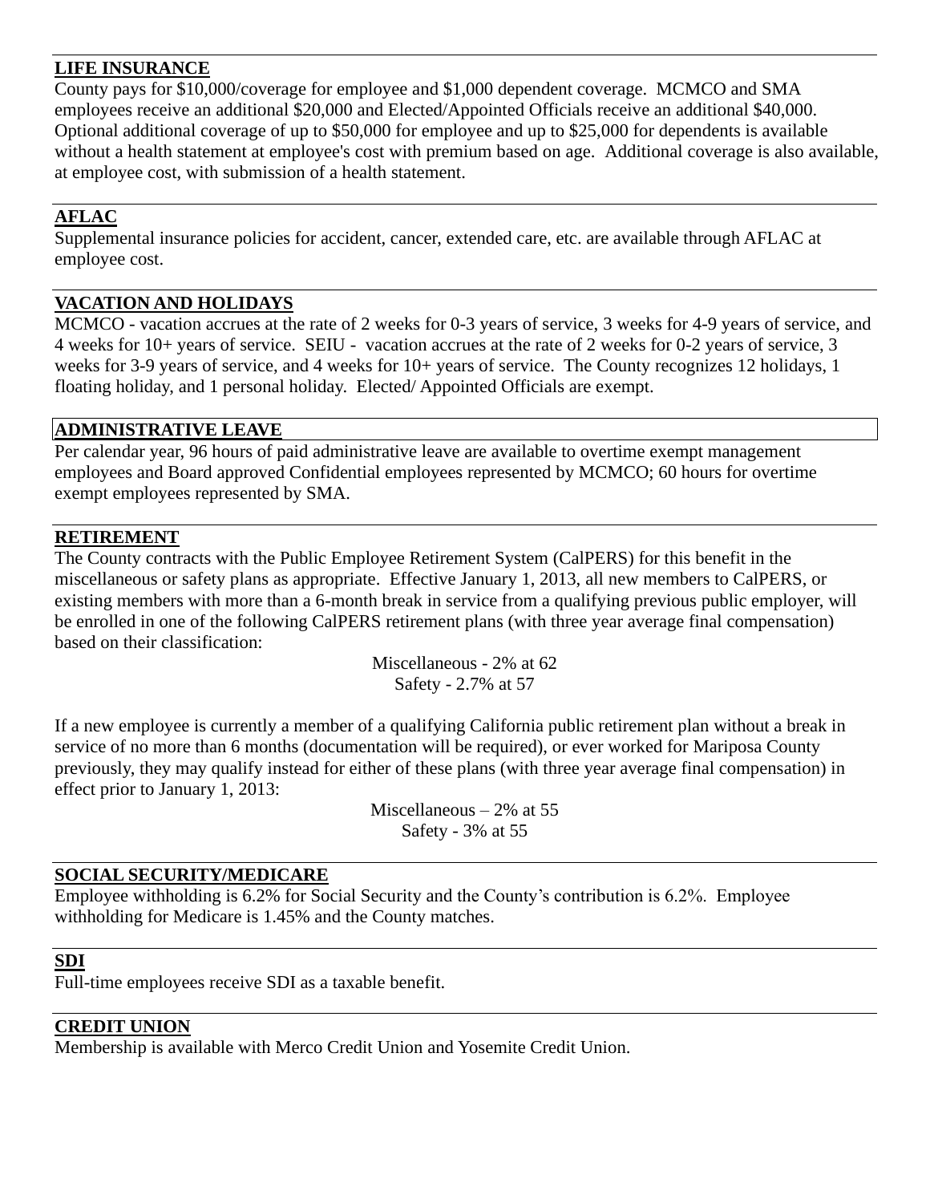## LIFE INSURANCE

County pays for $10,000/coverage for employee and $1,000 dependent coverage. MCMCO and SMA employees receive an additional $20,000 and Elected/Appointed Officials receive an additional $40,000. Optional additional coverage of up to $50,000 for employee and up to $25,000 for dependents is available without a health statement at employee's cost with premium based on age. Additional coverage is also available, at employee cost, with submission of a health statement.

## AFLAC

Supplemental insurance policies for accident, cancer, extended care, etc. are available through AFLAC at employee cost.

## VACATION AND HOLIDAYS

MCMCO - vacation accrues at the rate of 2 weeks for 0-3 years of service, 3 weeks for 4-9 years of service, and 4 weeks for 10+ years of service. SEIU - vacation accrues at the rate of 2 weeks for 0-2 years of service, 3 weeks for 3-9 years of service, and 4 weeks for 10+ years of service. The County recognizes 12 holidays, 1 floating holiday, and 1 personal holiday. Elected/ Appointed Officials are exempt.

## ADMINISTRATIVE LEAVE

Per calendar year, 96 hours of paid administrative leave are available to overtime exempt management employees and Board approved Confidential employees represented by MCMCO; 60 hours for overtime exempt employees represented by SMA.

## RETIREMENT

The County contracts with the Public Employee Retirement System (CalPERS) for this benefit in the miscellaneous or safety plans as appropriate. Effective January 1, 2013, all new members to CalPERS, or existing members with more than a 6-month break in service from a qualifying previous public employer, will be enrolled in one of the following CalPERS retirement plans (with three year average final compensation) based on their classification:

Miscellaneous - 2% at 62
Safety - 2.7% at 57

If a new employee is currently a member of a qualifying California public retirement plan without a break in service of no more than 6 months (documentation will be required), or ever worked for Mariposa County previously, they may qualify instead for either of these plans (with three year average final compensation) in effect prior to January 1, 2013:

Miscellaneous – 2% at 55
Safety - 3% at 55

## SOCIAL SECURITY/MEDICARE

Employee withholding is 6.2% for Social Security and the County's contribution is 6.2%. Employee withholding for Medicare is 1.45% and the County matches.

## SDI

Full-time employees receive SDI as a taxable benefit.

## CREDIT UNION

Membership is available with Merco Credit Union and Yosemite Credit Union.